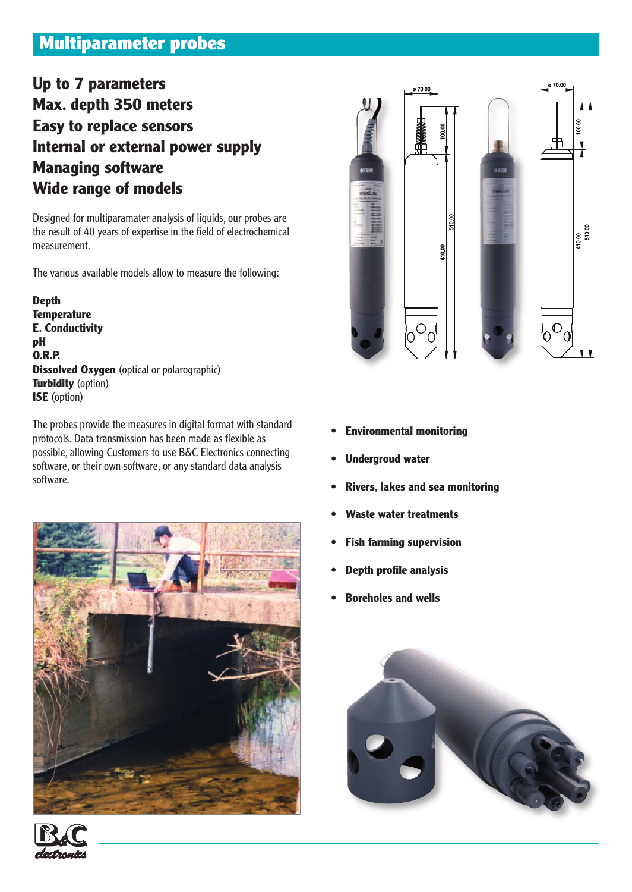# Multiparameter probes

## Up to 7 parameters
## Max. depth 350 meters
## Easy to replace sensors
## Internal or external power supply
## Managing software
## Wide range of models

Designed for multiparamater analysis of liquids, our probes are the result of 40 years of expertise in the field of electrochemical measurement.

The various available models allow to measure the following:

**Depth**
**Temperature**
**E. Conductivity**
**pH**
**O.R.P.**
**Dissolved Oxygen** (optical or polarographic)
**Turbidity** (option)
**ISE** (option)

The probes provide the measures in digital format with standard protocols. Data transmission has been made as flexible as possible, allowing Customers to use B&C Electronics connecting software, or their own software, or any standard data analysis software.

- **Environmental monitoring**
- **Undergroud water**
- **Rivers, lakes and sea monitoring**
- **Waste water treatments**
- **Fish farming supervision**
- **Depth profile analysis**
- **Boreholes and wells**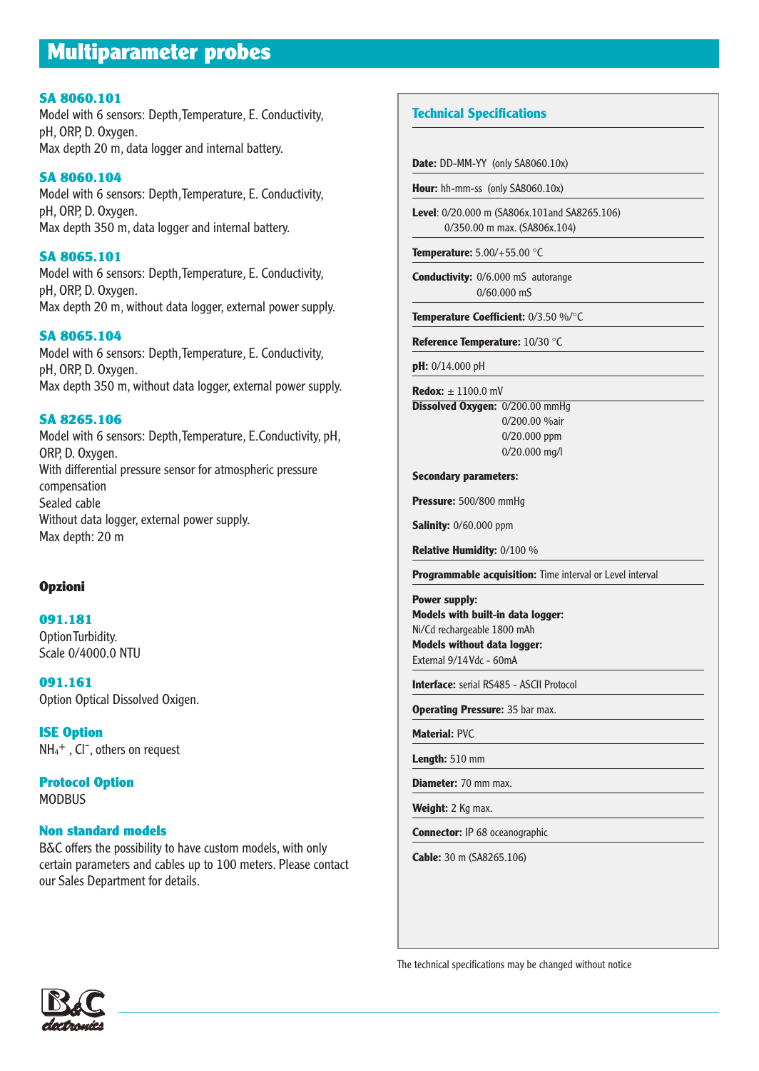# Multiparameter probes

### SA 8060.101

Model with 6 sensors: Depth, Temperature, E. Conductivity, pH, ORP, D. Oxygen.
Max depth 20 m, data logger and internal battery.

### SA 8060.104

Model with 6 sensors: Depth, Temperature, E. Conductivity, pH, ORP, D. Oxygen.
Max depth 350 m, data logger and internal battery.

### SA 8065.101

Model with 6 sensors: Depth, Temperature, E. Conductivity, pH, ORP, D. Oxygen.
Max depth 20 m, without data logger, external power supply.

### SA 8065.104

Model with 6 sensors: Depth, Temperature, E. Conductivity, pH, ORP, D. Oxygen.
Max depth 350 m, without data logger, external power supply.

### SA 8265.106

Model with 6 sensors: Depth, Temperature, E.Conductivity, pH, ORP, D. Oxygen.
With differential pressure sensor for atmospheric pressure compensation
Sealed cable
Without data logger, external power supply.
Max depth: 20 m

## Opzioni

### 091.181

Option Turbidity.
Scale 0/4000.0 NTU

### 091.161

Option Optical Dissolved Oxigen.

### ISE Option

$NH_4^+$ , $Cl^-$, others on request

### Protocol Option

MODBUS

### Non standard models

B&C offers the possibility to have custom models, with only certain parameters and cables up to 100 meters. Please contact our Sales Department for details.

## Technical Specifications

**Date:** DD-MM-YY (only SA8060.10x)

**Hour:** hh-mm-ss (only SA8060.10x)

**Level**: 0/20.000 m (SA806x.101and SA8265.106)
0/350.00 m max. (SA806x.104)

**Temperature:** 5.00/+55.00 °C

**Conductivity:** 0/6.000 mS autorange
0/60.000 mS

**Temperature Coefficient:** 0/3.50 %/°C

**Reference Temperature:** 10/30 °C

**pH:** 0/14.000 pH

**Redox:** ± 1100.0 mV

**Dissolved Oxygen:** 0/200.00 mmHg
0/200.00 %air
0/20.000 ppm
0/20.000 mg/l

**Secondary parameters:**

**Pressure:** 500/800 mmHg

**Salinity:** 0/60.000 ppm

**Relative Humidity:** 0/100 %

**Programmable acquisition:** Time interval or Level interval

**Power supply:**
**Models with built-in data logger:**
Ni/Cd rechargeable 1800 mAh
**Models without data logger:**
External 9/14 Vdc - 60mA

**Interface:** serial RS485 - ASCII Protocol

**Operating Pressure:** 35 bar max.

**Material:** PVC

**Length:** 510 mm

**Diameter:** 70 mm max.

**Weight:** 2 Kg max.

**Connector:** IP 68 oceanographic

**Cable:** 30 m (SA8265.106)

The technical specifications may be changed without notice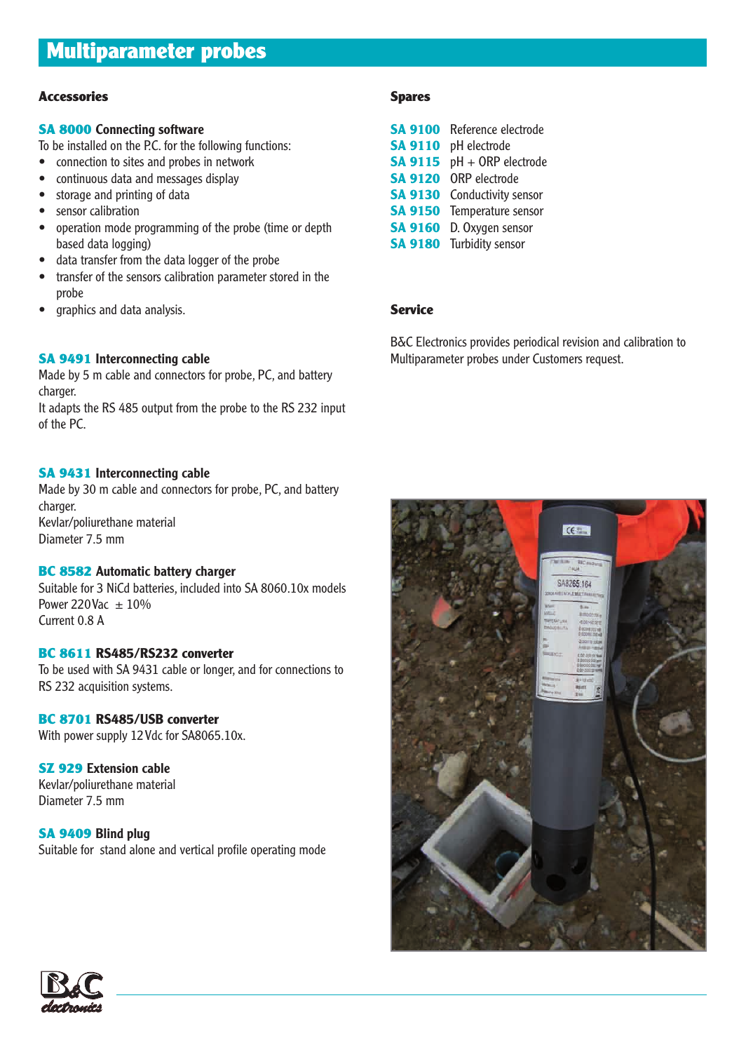# Multiparameter probes

## Accessories

**SA 8000 Connecting software**
To be installed on the P.C. for the following functions:

- connection to sites and probes in network
- continuous data and messages display
- storage and printing of data
- sensor calibration
- operation mode programming of the probe (time or depth based data logging)
- data transfer from the data logger of the probe
- transfer of the sensors calibration parameter stored in the probe
- graphics and data analysis.

**SA 9491 Interconnecting cable**
Made by 5 m cable and connectors for probe, PC, and battery charger.
It adapts the RS 485 output from the probe to the RS 232 input of the PC.

**SA 9431 Interconnecting cable**
Made by 30 m cable and connectors for probe, PC, and battery charger.
Kevlar/poliurethane material
Diameter 7.5 mm

**BC 8582 Automatic battery charger**
Suitable for 3 NiCd batteries, included into SA 8060.10x models
Power 220Vac ± 10%
Current 0.8 A

**BC 8611 RS485/RS232 converter**
To be used with SA 9431 cable or longer, and for connections to RS 232 acquisition systems.

**BC 8701 RS485/USB converter**
With power supply 12Vdc for SA8065.10x.

**SZ 929 Extension cable**
Kevlar/poliurethane material
Diameter 7.5 mm

**SA 9409 Blind plug**
Suitable for stand alone and vertical profile operating mode

## Spares

**SA 9100** Reference electrode
**SA 9110** pH electrode
**SA 9115** pH + ORP electrode
**SA 9120** ORP electrode
**SA 9130** Conductivity sensor
**SA 9150** Temperature sensor
**SA 9160** D. Oxygen sensor
**SA 9180** Turbidity sensor

## Service

B&C Electronics provides periodical revision and calibration to Multiparameter probes under Customers request.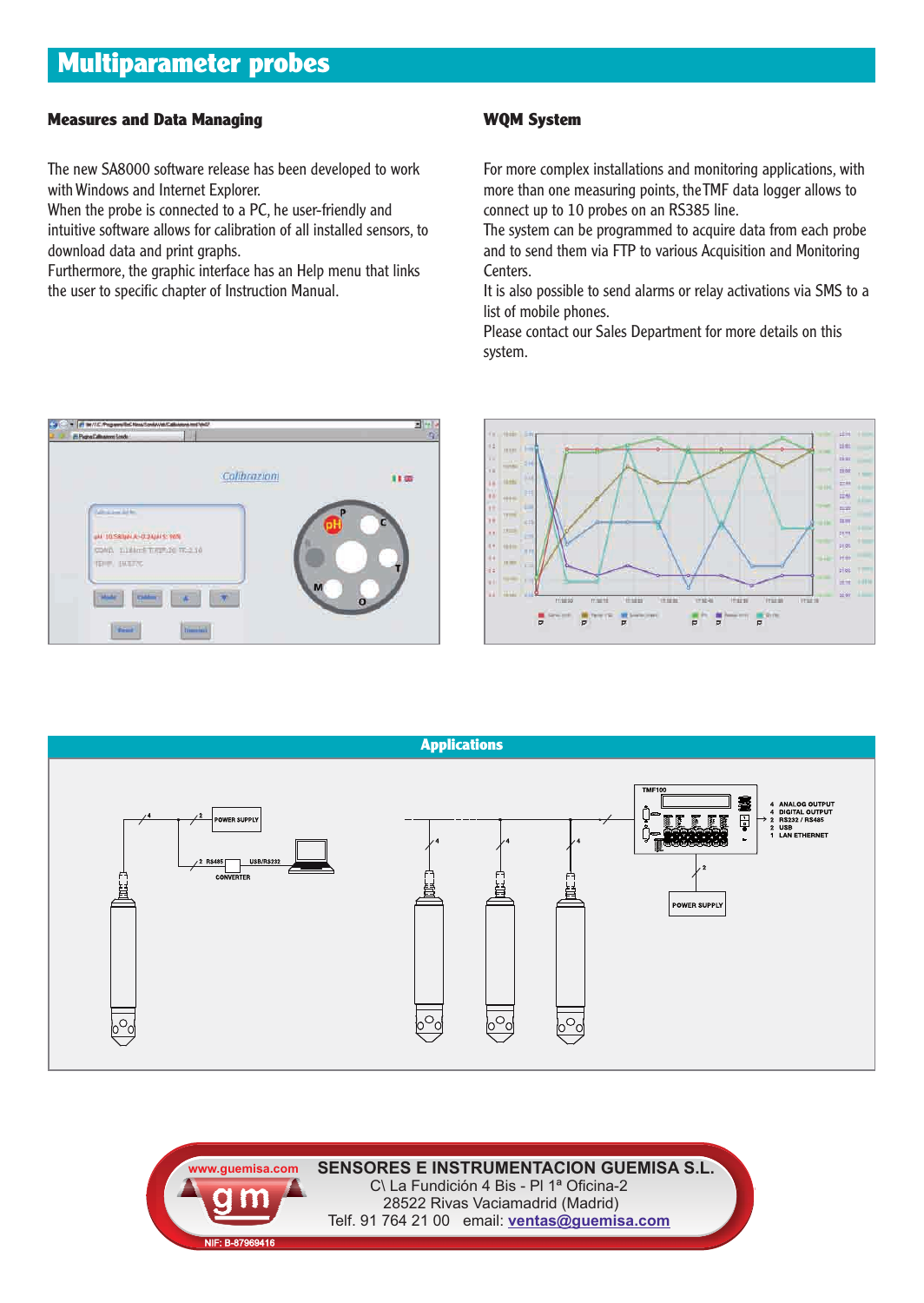# Multiparameter probes

## Measures and Data Managing

The new SA8000 software release has been developed to work with Windows and Internet Explorer.
When the probe is connected to a PC, he user-friendly and intuitive software allows for calibration of all installed sensors, to download data and print graphs.
Furthermore, the graphic interface has an Help menu that links the user to specific chapter of Instruction Manual.

## WQM System

For more complex installations and monitoring applications, with more than one measuring points, the TMF data logger allows to connect up to 10 probes on an RS385 line.
The system can be programmed to acquire data from each probe and to send them via FTP to various Acquisition and Monitoring Centers.
It is also possible to send alarms or relay activations via SMS to a list of mobile phones.
Please contact our Sales Department for more details on this system.

## Applications

POWER SUPPLY
RS485
USB/RS232
CONVERTER

TMF100
4 ANALOG OUTPUT
4 DIGITAL OUTPUT
2 RS232 / RS485
2 USB
1 LAN ETHERNET
POWER SUPPLY

www.guemisa.com

**SENSORES E INSTRUMENTACION GUEMISA S.L.**
C\ La Fundición 4 Bis - Pl 1ª Oficina-2
28522 Rivas Vaciamadrid (Madrid)
Telf. 91 764 21 00 email: ventas@guemisa.com

NIF: B-87969416